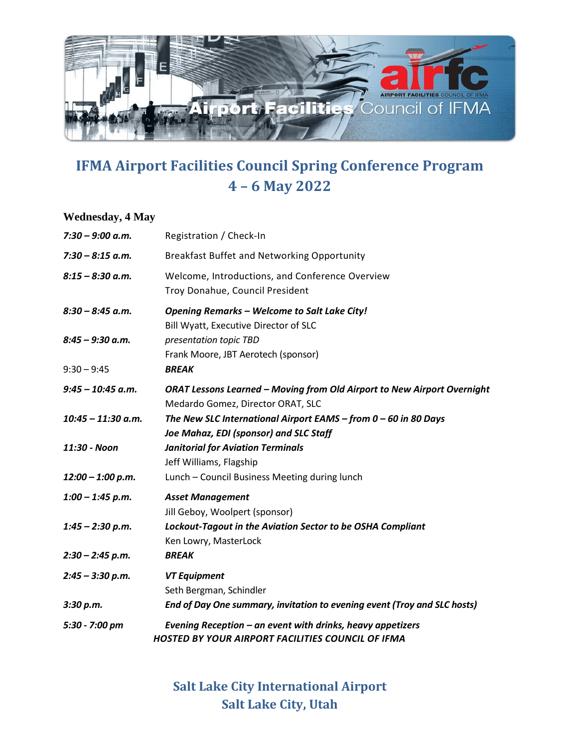# IFMA Airport Facilities Council Spring Conference Program
# 4 – 6 May 2022

## Wednesday, 4 May

| | |
|---|---|
| ***7:30 – 9:00 a.m.*** | Registration / Check-In |
| ***7:30 – 8:15 a.m.*** | Breakfast Buffet and Networking Opportunity |
| ***8:15 – 8:30 a.m.*** | Welcome, Introductions, and Conference Overview<br>Troy Donahue, Council President |
| ***8:30 – 8:45 a.m.*** | ***Opening Remarks – Welcome to Salt Lake City!***<br>Bill Wyatt, Executive Director of SLC |
| ***8:45 – 9:30 a.m.*** | *presentation topic TBD*<br>Frank Moore, JBT Aerotech (sponsor) |
| 9:30 – 9:45 | ***BREAK*** |
| ***9:45 – 10:45 a.m.*** | ***ORAT Lessons Learned – Moving from Old Airport to New Airport Overnight***<br>Medardo Gomez, Director ORAT, SLC |
| ***10:45 – 11:30 a.m.*** | ***The New SLC International Airport EAMS – from 0 – 60 in 80 Days***<br>***Joe Mahaz, EDI (sponsor) and SLC Staff*** |
| ***11:30 - Noon*** | ***Janitorial for Aviation Terminals***<br>Jeff Williams, Flagship |
| ***12:00 – 1:00 p.m.*** | Lunch – Council Business Meeting during lunch |
| ***1:00 – 1:45 p.m.*** | ***Asset Management***<br>Jill Geboy, Woolpert (sponsor) |
| ***1:45 – 2:30 p.m.*** | ***Lockout-Tagout in the Aviation Sector to be OSHA Compliant***<br>Ken Lowry, MasterLock |
| ***2:30 – 2:45 p.m.*** | ***BREAK*** |
| ***2:45 – 3:30 p.m.*** | ***VT Equipment***<br>Seth Bergman, Schindler |
| ***3:30 p.m.*** | ***End of Day One summary, invitation to evening event (Troy and SLC hosts)*** |
| ***5:30 - 7:00 pm*** | ***Evening Reception – an event with drinks, heavy appetizers***<br>***HOSTED BY YOUR AIRPORT FACILITIES COUNCIL OF IFMA*** |

## Salt Lake City International Airport
## Salt Lake City, Utah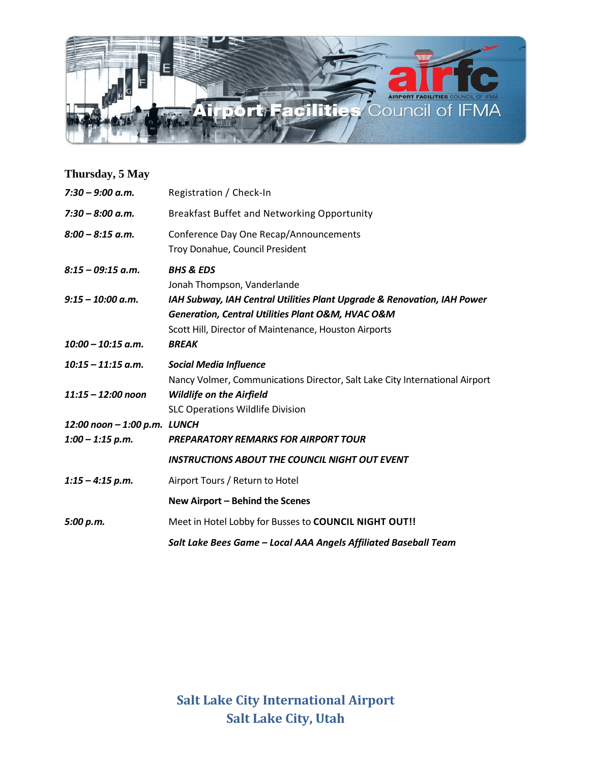## Thursday, 5 May

| | |
|---|---|
| ***7:30 – 9:00 a.m.*** | Registration / Check-In |
| ***7:30 – 8:00 a.m.*** | Breakfast Buffet and Networking Opportunity |
| ***8:00 – 8:15 a.m.*** | Conference Day One Recap/Announcements<br>Troy Donahue, Council President |
| ***8:15 – 09:15 a.m.*** | ***BHS & EDS***<br>Jonah Thompson, Vanderlande |
| ***9:15 – 10:00 a.m.*** | ***IAH Subway, IAH Central Utilities Plant Upgrade & Renovation, IAH Power Generation, Central Utilities Plant O&M, HVAC O&M***<br>Scott Hill, Director of Maintenance, Houston Airports |
| ***10:00 – 10:15 a.m.*** | ***BREAK*** |
| ***10:15 – 11:15 a.m.*** | ***Social Media Influence***<br>Nancy Volmer, Communications Director, Salt Lake City International Airport |
| ***11:15 – 12:00 noon*** | ***Wildlife on the Airfield***<br>SLC Operations Wildlife Division |
| ***12:00 noon – 1:00 p.m.*** | ***LUNCH*** |
| ***1:00 – 1:15 p.m.*** | ***PREPARATORY REMARKS FOR AIRPORT TOUR***<br><br>***INSTRUCTIONS ABOUT THE COUNCIL NIGHT OUT EVENT*** |
| ***1:15 – 4:15 p.m.*** | Airport Tours / Return to Hotel<br><br>**New Airport – Behind the Scenes** |
| ***5:00 p.m.*** | Meet in Hotel Lobby for Busses to **COUNCIL NIGHT OUT!!**<br><br>***Salt Lake Bees Game – Local AAA Angels Affiliated Baseball Team*** |

**Salt Lake City International Airport**
**Salt Lake City, Utah**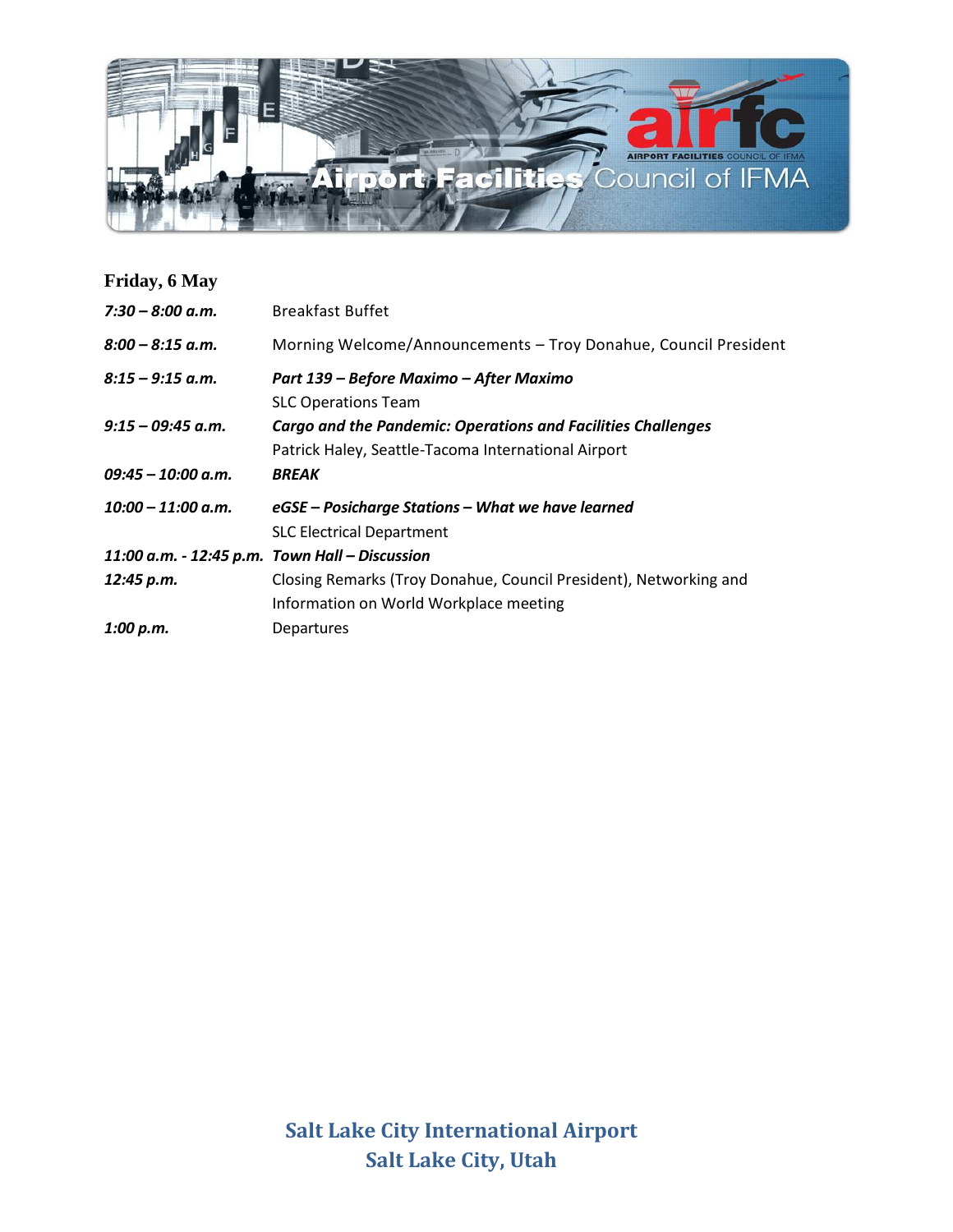## Friday, 6 May

| | |
|---|---|
| ***7:30 – 8:00 a.m.*** | Breakfast Buffet |
| ***8:00 – 8:15 a.m.*** | Morning Welcome/Announcements – Troy Donahue, Council President |
| ***8:15 – 9:15 a.m.*** | ***Part 139 – Before Maximo – After Maximo*** <br> SLC Operations Team |
| ***9:15 – 09:45 a.m.*** | ***Cargo and the Pandemic: Operations and Facilities Challenges*** <br> Patrick Haley, Seattle-Tacoma International Airport |
| ***09:45 – 10:00 a.m.*** | ***BREAK*** |
| ***10:00 – 11:00 a.m.*** | ***eGSE – Posicharge Stations – What we have learned*** <br> SLC Electrical Department |
| ***11:00 a.m. - 12:45 p.m.*** | ***Town Hall – Discussion*** |
| ***12:45 p.m.*** | Closing Remarks (Troy Donahue, Council President), Networking and Information on World Workplace meeting |
| ***1:00 p.m.*** | Departures |

**Salt Lake City International Airport**
**Salt Lake City, Utah**